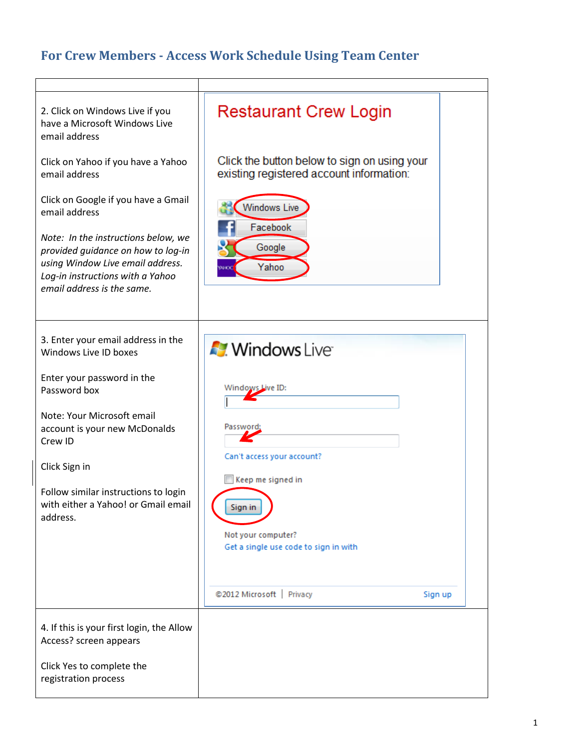## For Crew Members - Access Work Schedule Using Team Center

| | |
|---|---|
| 2. Click on Windows Live if you have a Microsoft Windows Live email address<br><br>Click on Yahoo if you have a Yahoo email address<br><br>Click on Google if you have a Gmail email address<br><br>*Note: In the instructions below, we provided guidance on how to log-in using Window Live email address. Log-in instructions with a Yahoo email address is the same.* | Restaurant Crew Login<br><br>Click the button below to sign on using your existing registered account information:<br><br>Windows Live<br>Facebook<br>Google<br>Yahoo |
| 3. Enter your email address in the Windows Live ID boxes<br><br>Enter your password in the Password box<br><br>Note: Your Microsoft email account is your new McDonalds Crew ID<br><br>Click Sign in<br><br>Follow similar instructions to login with either a Yahoo! or Gmail email address. | Windows Live<br><br>Windows Live ID:<br><br>Password:<br><br>Can't access your account?<br><br>Keep me signed in<br><br>Sign in<br><br>Not your computer?<br>Get a single use code to sign in with<br><br>©2012 Microsoft \| Privacy Sign up |
| 4. If this is your first login, the Allow Access? screen appears<br><br>Click Yes to complete the registration process | |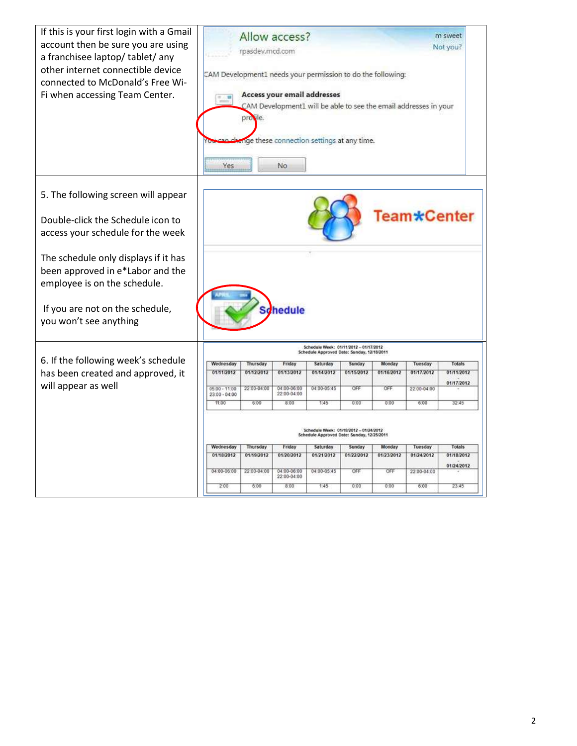| | |
|---|---|
| If this is your first login with a Gmail account then be sure you are using a franchisee laptop/ tablet/ any other internet connectible device connected to McDonald's Free Wi-Fi when accessing Team Center. | Allow access? rpasdev.mcd.com m sweet Not you? CAM Development1 needs your permission to do the following: **Access your email addresses** CAM Development1 will be able to see the email addresses in your profile. You can change these connection settings at any time. Yes No |
| 5. The following screen will appear<br><br>Double-click the Schedule icon to access your schedule for the week<br><br>The schedule only displays if it has been approved in e*Labor and the employee is on the schedule.<br><br>If you are not on the schedule, you won't see anything | Team*Center<br><br>Schedule |
| 6. If the following week's schedule has been created and approved, it will appear as well | Schedule Week: 01/11/2012 – 01/17/2012<br>Schedule Approved Date: Sunday, 12/18/2011 |

Schedule Week: 01/11/2012 – 01/17/2012
Schedule Approved Date: Sunday, 12/18/2011

| Wednesday | Thursday | Friday | Saturday | Sunday | Monday | Tuesday | Totals |
|---|---|---|---|---|---|---|---|
| 01/11/2012 | 01/12/2012 | 01/13/2012 | 01/14/2012 | 01/15/2012 | 01/16/2012 | 01/17/2012 | 01/11/2012 - 01/17/2012 |
| 05:00 - 11:00<br>23:00 - 04:00 | 22:00-04:00 | 04:00-06:00<br>22:00-04:00 | 04:00-05:45 | OFF | OFF | 22:00-04:00 | - |
| 11:00 | 6:00 | 8:00 | 1:45 | 0:00 | 0:00 | 6:00 | 32:45 |

Schedule Week: 01/18/2012 – 01/24/2012
Schedule Approved Date: Sunday, 12/25/2011

| Wednesday | Thursday | Friday | Saturday | Sunday | Monday | Tuesday | Totals |
|---|---|---|---|---|---|---|---|
| 01/18/2012 | 01/19/2012 | 01/20/2012 | 01/21/2012 | 01/22/2012 | 01/23/2012 | 01/24/2012 | 01/18/2012 - 01/24/2012 |
| 04:00-06:00 | 22:00-04:00 | 04:00-06:00<br>22:00-04:00 | 04:00-05:45 | OFF | OFF | 22:00-04:00 | - |
| 2:00 | 6:00 | 8:00 | 1:45 | 0:00 | 0:00 | 6:00 | 23:45 |